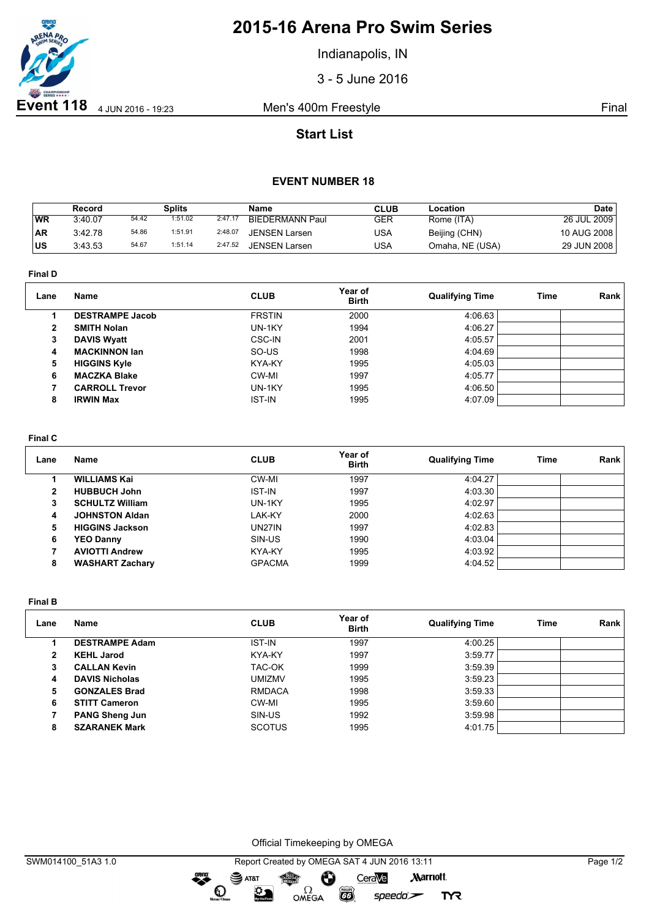# 2015-16 Arena Pro Swim Series

Indianapolis, IN

3 - 5 June 2016

**Event 118** 4 JUN 2016 - 19:23 Men's 400m Freestyle Final

## Start List

### EVENT NUMBER 18

| | Record | Splits | | | Name | CLUB | Location | Date |
|---|---|---|---|---|---|---|---|---|
| WR | 3:40.07 | 54.42 | 1:51.02 | 2:47.17 | BIEDERMANN Paul | GER | Rome (ITA) | 26 JUL 2009 |
| AR | 3:42.78 | 54.86 | 1:51.91 | 2:48.07 | JENSEN Larsen | USA | Beijing (CHN) | 10 AUG 2008 |
| US | 3:43.53 | 54.67 | 1:51.14 | 2:47.52 | JENSEN Larsen | USA | Omaha, NE (USA) | 29 JUN 2008 |

**Final D**

| Lane | Name | CLUB | Year of Birth | Qualifying Time | Time | Rank |
|---|---|---|---|---|---|---|
| 1 | **DESTRAMPE Jacob** | FRSTIN | 2000 | 4:06.63 | | |
| 2 | **SMITH Nolan** | UN-1KY | 1994 | 4:06.27 | | |
| 3 | **DAVIS Wyatt** | CSC-IN | 2001 | 4:05.57 | | |
| 4 | **MACKINNON Ian** | SO-US | 1998 | 4:04.69 | | |
| 5 | **HIGGINS Kyle** | KYA-KY | 1995 | 4:05.03 | | |
| 6 | **MACZKA Blake** | CW-MI | 1997 | 4:05.77 | | |
| 7 | **CARROLL Trevor** | UN-1KY | 1995 | 4:06.50 | | |
| 8 | **IRWIN Max** | IST-IN | 1995 | 4:07.09 | | |

**Final C**

| Lane | Name | CLUB | Year of Birth | Qualifying Time | Time | Rank |
|---|---|---|---|---|---|---|
| 1 | **WILLIAMS Kai** | CW-MI | 1997 | 4:04.27 | | |
| 2 | **HUBBUCH John** | IST-IN | 1997 | 4:03.30 | | |
| 3 | **SCHULTZ William** | UN-1KY | 1995 | 4:02.97 | | |
| 4 | **JOHNSTON Aldan** | LAK-KY | 2000 | 4:02.63 | | |
| 5 | **HIGGINS Jackson** | UN27IN | 1997 | 4:02.83 | | |
| 6 | **YEO Danny** | SIN-US | 1990 | 4:03.04 | | |
| 7 | **AVIOTTI Andrew** | KYA-KY | 1995 | 4:03.92 | | |
| 8 | **WASHART Zachary** | GPACMA | 1999 | 4:04.52 | | |

**Final B**

| Lane | Name | CLUB | Year of Birth | Qualifying Time | Time | Rank |
|---|---|---|---|---|---|---|
| 1 | **DESTRAMPE Adam** | IST-IN | 1997 | 4:00.25 | | |
| 2 | **KEHL Jarod** | KYA-KY | 1997 | 3:59.77 | | |
| 3 | **CALLAN Kevin** | TAC-OK | 1999 | 3:59.39 | | |
| 4 | **DAVIS Nicholas** | UMIZMV | 1995 | 3:59.23 | | |
| 5 | **GONZALES Brad** | RMDACA | 1998 | 3:59.33 | | |
| 6 | **STITT Cameron** | CW-MI | 1995 | 3:59.60 | | |
| 7 | **PANG Sheng Jun** | SIN-US | 1992 | 3:59.98 | | |
| 8 | **SZARANEK Mark** | SCOTUS | 1995 | 4:01.75 | | |

Official Timekeeping by OMEGA

SWM014100_51A3 1.0 Report Created by OMEGA SAT 4 JUN 2016 13:11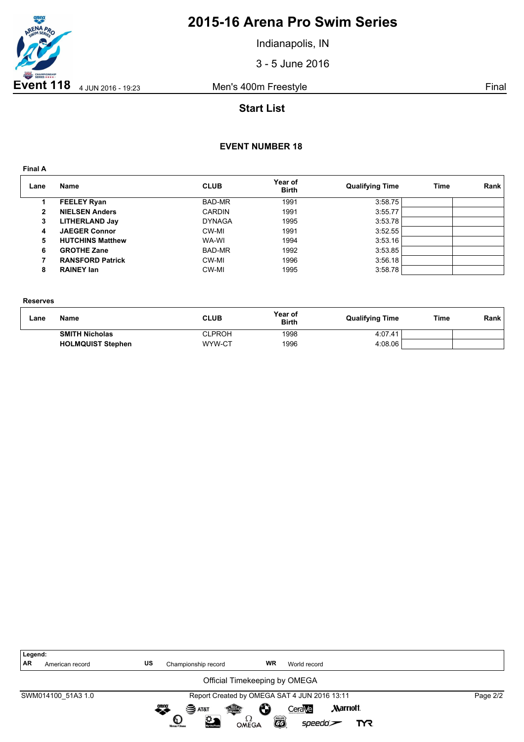# 2015-16 Arena Pro Swim Series

Indianapolis, IN

3 - 5 June 2016

**Event 118** 4 JUN 2016 - 19:23 Men's 400m Freestyle Final

## Start List

### EVENT NUMBER 18

**Final A**

| Lane | Name | CLUB | Year of Birth | Qualifying Time | Time | Rank |
|---|---|---|---|---|---|---|
| 1 | **FEELEY Ryan** | BAD-MR | 1991 | 3:58.75 | | |
| 2 | **NIELSEN Anders** | CARDIN | 1991 | 3:55.77 | | |
| 3 | **LITHERLAND Jay** | DYNAGA | 1995 | 3:53.78 | | |
| 4 | **JAEGER Connor** | CW-MI | 1991 | 3:52.55 | | |
| 5 | **HUTCHINS Matthew** | WA-WI | 1994 | 3:53.16 | | |
| 6 | **GROTHE Zane** | BAD-MR | 1992 | 3:53.85 | | |
| 7 | **RANSFORD Patrick** | CW-MI | 1996 | 3:56.18 | | |
| 8 | **RAINEY Ian** | CW-MI | 1995 | 3:58.78 | | |

**Reserves**

| Lane | Name | CLUB | Year of Birth | Qualifying Time | Time | Rank |
|---|---|---|---|---|---|---|
| | **SMITH Nicholas** | CLPROH | 1998 | 4:07.41 | | |
| | **HOLMQUIST Stephen** | WYW-CT | 1996 | 4:08.06 | | |

**Legend:**
**AR** American record **US** Championship record **WR** World record

Official Timekeeping by OMEGA

SWM014100_51A3 1.0 Report Created by OMEGA SAT 4 JUN 2016 13:11